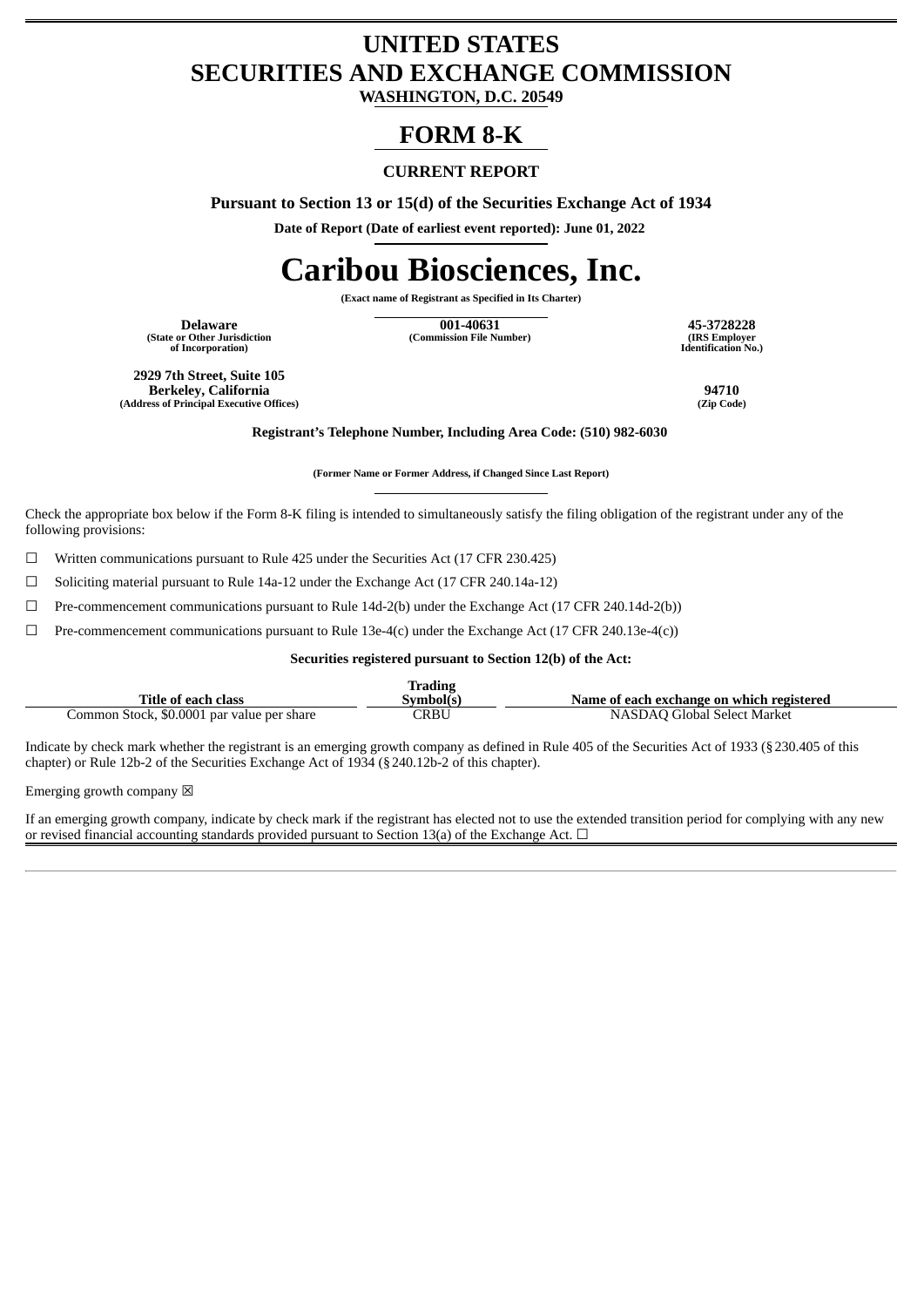# UNITED STATES
# SECURITIES AND EXCHANGE COMMISSION

**WASHINGTON, D.C. 20549**

# FORM 8-K

**CURRENT REPORT**

**Pursuant to Section 13 or 15(d) of the Securities Exchange Act of 1934**

**Date of Report (Date of earliest event reported): June 01, 2022**

# Caribou Biosciences, Inc.

**(Exact name of Registrant as Specified in Its Charter)**

| | | |
|---|---|---|
| **Delaware** | **001-40631** | **45-3728228** |
| **(State or Other Jurisdiction of Incorporation)** | **(Commission File Number)** | **(IRS Employer Identification No.)** |

| | |
|---|---|
| **2929 7th Street, Suite 105 Berkeley, California** | **94710** |
| **(Address of Principal Executive Offices)** | **(Zip Code)** |

**Registrant's Telephone Number, Including Area Code: (510) 982-6030**

**(Former Name or Former Address, if Changed Since Last Report)**

Check the appropriate box below if the Form 8-K filing is intended to simultaneously satisfy the filing obligation of the registrant under any of the following provisions:

☐ Written communications pursuant to Rule 425 under the Securities Act (17 CFR 230.425)

☐ Soliciting material pursuant to Rule 14a-12 under the Exchange Act (17 CFR 240.14a-12)

☐ Pre-commencement communications pursuant to Rule 14d-2(b) under the Exchange Act (17 CFR 240.14d-2(b))

☐ Pre-commencement communications pursuant to Rule 13e-4(c) under the Exchange Act (17 CFR 240.13e-4(c))

**Securities registered pursuant to Section 12(b) of the Act:**

| Title of each class | Trading Symbol(s) | Name of each exchange on which registered |
|---|---|---|
| Common Stock, $0.0001 par value per share | CRBU | NASDAQ Global Select Market |

Indicate by check mark whether the registrant is an emerging growth company as defined in Rule 405 of the Securities Act of 1933 (§230.405 of this chapter) or Rule 12b-2 of the Securities Exchange Act of 1934 (§240.12b-2 of this chapter).

Emerging growth company ☒

If an emerging growth company, indicate by check mark if the registrant has elected not to use the extended transition period for complying with any new or revised financial accounting standards provided pursuant to Section 13(a) of the Exchange Act. ☐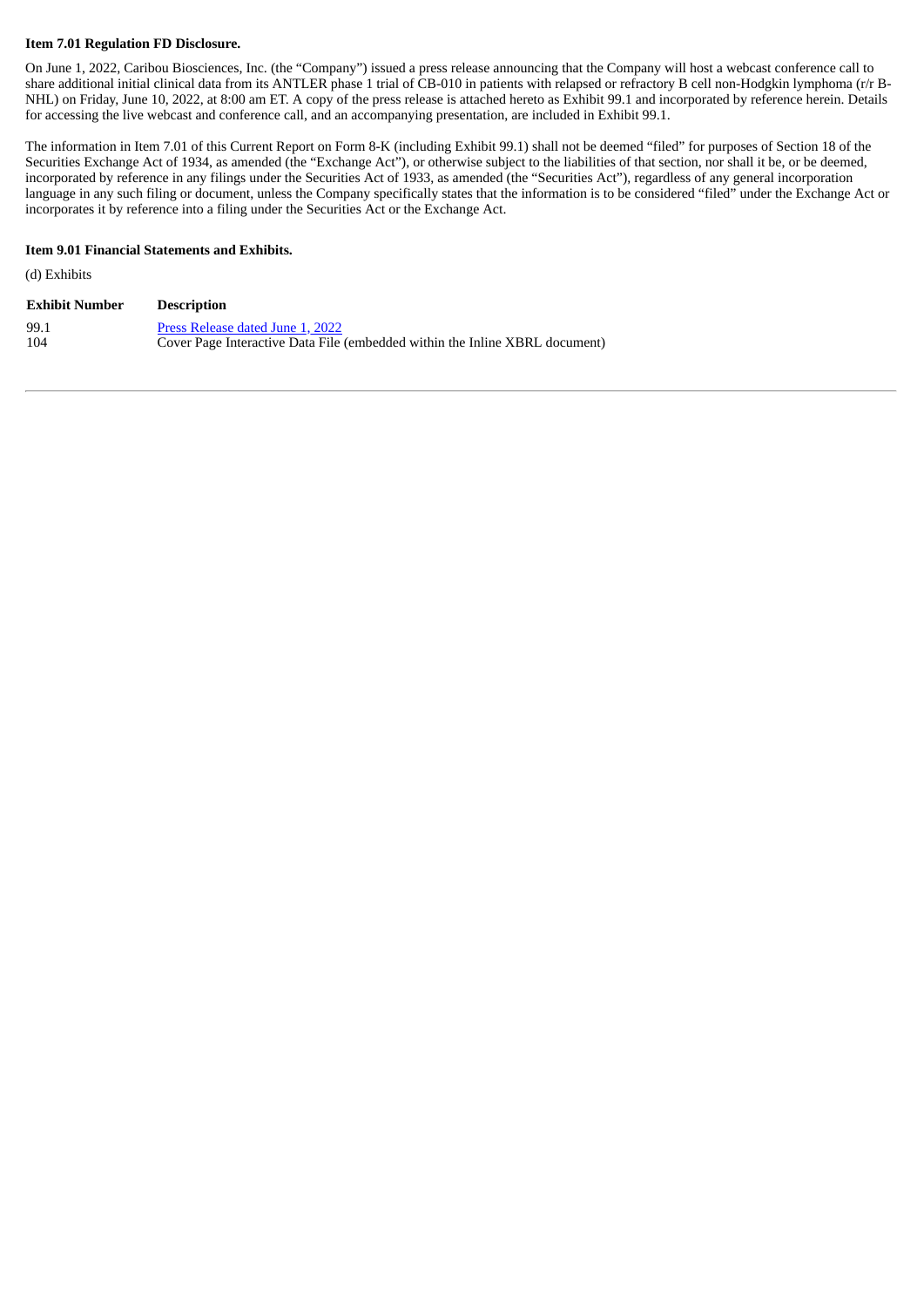**Item 7.01 Regulation FD Disclosure.**

On June 1, 2022, Caribou Biosciences, Inc. (the "Company") issued a press release announcing that the Company will host a webcast conference call to share additional initial clinical data from its ANTLER phase 1 trial of CB-010 in patients with relapsed or refractory B cell non-Hodgkin lymphoma (r/r B-NHL) on Friday, June 10, 2022, at 8:00 am ET. A copy of the press release is attached hereto as Exhibit 99.1 and incorporated by reference herein. Details for accessing the live webcast and conference call, and an accompanying presentation, are included in Exhibit 99.1.

The information in Item 7.01 of this Current Report on Form 8-K (including Exhibit 99.1) shall not be deemed "filed" for purposes of Section 18 of the Securities Exchange Act of 1934, as amended (the "Exchange Act"), or otherwise subject to the liabilities of that section, nor shall it be, or be deemed, incorporated by reference in any filings under the Securities Act of 1933, as amended (the "Securities Act"), regardless of any general incorporation language in any such filing or document, unless the Company specifically states that the information is to be considered "filed" under the Exchange Act or incorporates it by reference into a filing under the Securities Act or the Exchange Act.

**Item 9.01 Financial Statements and Exhibits.**

(d) Exhibits

| Exhibit Number | Description |
|---|---|
| 99.1 | Press Release dated June 1, 2022 |
| 104 | Cover Page Interactive Data File (embedded within the Inline XBRL document) |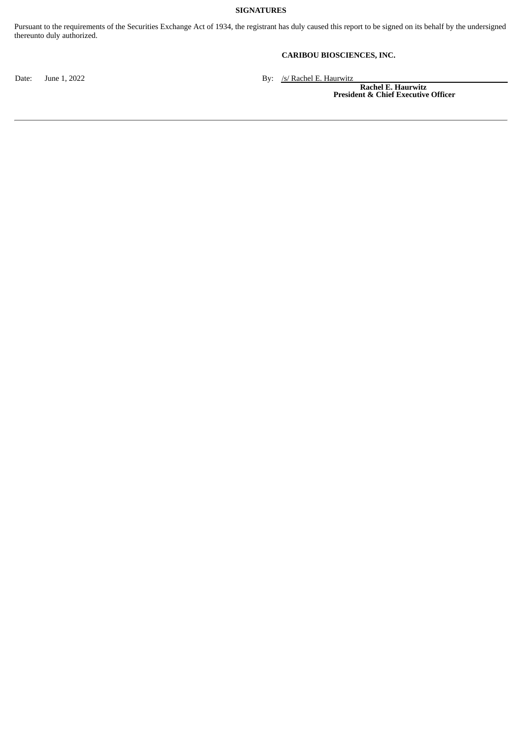**SIGNATURES**

Pursuant to the requirements of the Securities Exchange Act of 1934, the registrant has duly caused this report to be signed on its behalf by the undersigned thereunto duly authorized.

**CARIBOU BIOSCIENCES, INC.**

Date: June 1, 2022

By: /s/ Rachel E. Haurwitz

**Rachel E. Haurwitz**
**President & Chief Executive Officer**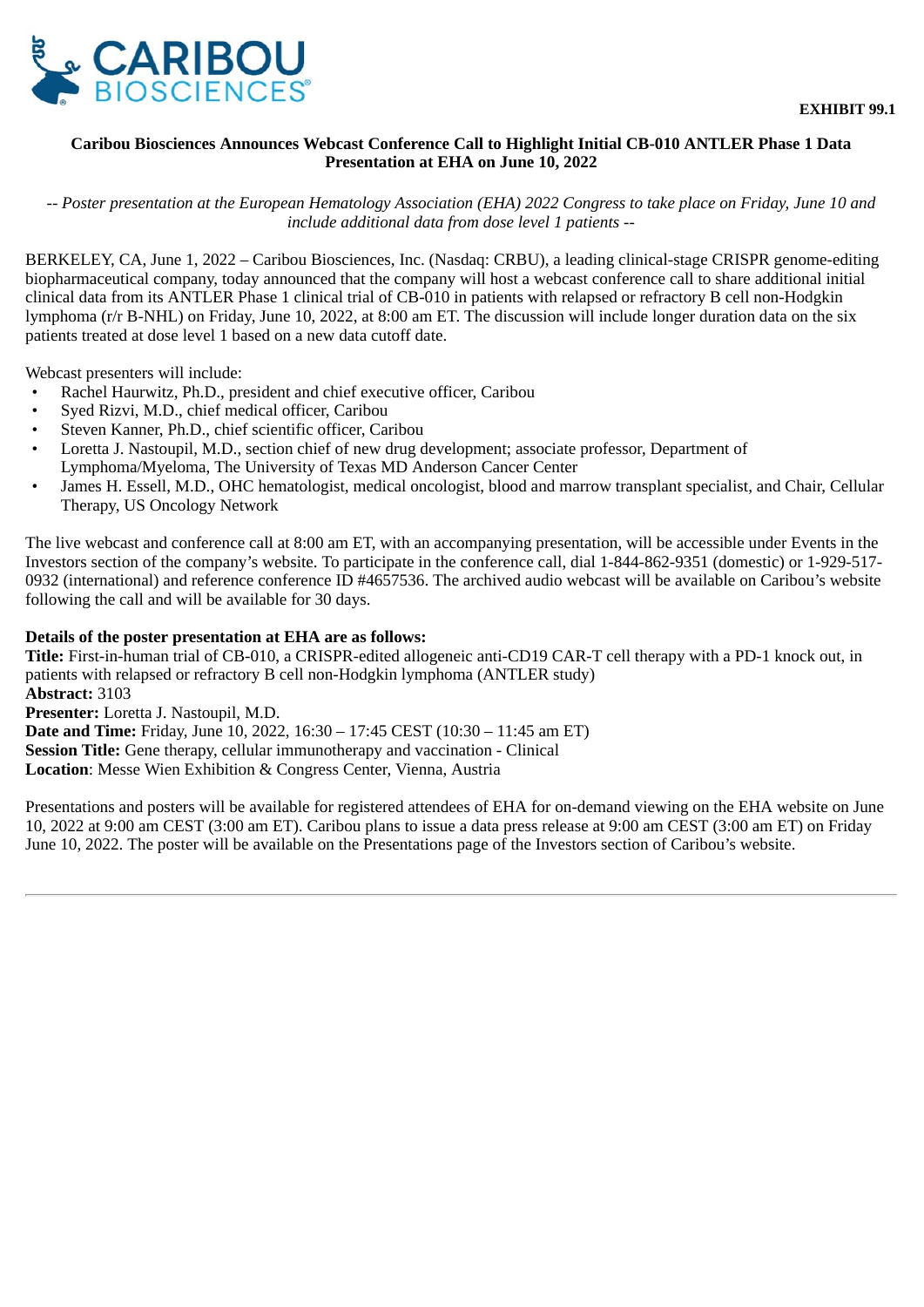**EXHIBIT 99.1**

**Caribou Biosciences Announces Webcast Conference Call to Highlight Initial CB-010 ANTLER Phase 1 Data Presentation at EHA on June 10, 2022**

*-- Poster presentation at the European Hematology Association (EHA) 2022 Congress to take place on Friday, June 10 and include additional data from dose level 1 patients --*

BERKELEY, CA, June 1, 2022 – Caribou Biosciences, Inc. (Nasdaq: CRBU), a leading clinical-stage CRISPR genome-editing biopharmaceutical company, today announced that the company will host a webcast conference call to share additional initial clinical data from its ANTLER Phase 1 clinical trial of CB-010 in patients with relapsed or refractory B cell non-Hodgkin lymphoma (r/r B-NHL) on Friday, June 10, 2022, at 8:00 am ET. The discussion will include longer duration data on the six patients treated at dose level 1 based on a new data cutoff date.

Webcast presenters will include:

- Rachel Haurwitz, Ph.D., president and chief executive officer, Caribou
- Syed Rizvi, M.D., chief medical officer, Caribou
- Steven Kanner, Ph.D., chief scientific officer, Caribou
- Loretta J. Nastoupil, M.D., section chief of new drug development; associate professor, Department of Lymphoma/Myeloma, The University of Texas MD Anderson Cancer Center
- James H. Essell, M.D., OHC hematologist, medical oncologist, blood and marrow transplant specialist, and Chair, Cellular Therapy, US Oncology Network

The live webcast and conference call at 8:00 am ET, with an accompanying presentation, will be accessible under Events in the Investors section of the company's website. To participate in the conference call, dial 1-844-862-9351 (domestic) or 1-929-517-0932 (international) and reference conference ID #4657536. The archived audio webcast will be available on Caribou's website following the call and will be available for 30 days.

**Details of the poster presentation at EHA are as follows:**
**Title:** First-in-human trial of CB-010, a CRISPR-edited allogeneic anti-CD19 CAR-T cell therapy with a PD-1 knock out, in patients with relapsed or refractory B cell non-Hodgkin lymphoma (ANTLER study)
**Abstract:** 3103
**Presenter:** Loretta J. Nastoupil, M.D.
**Date and Time:** Friday, June 10, 2022, 16:30 – 17:45 CEST (10:30 – 11:45 am ET)
**Session Title:** Gene therapy, cellular immunotherapy and vaccination - Clinical
**Location**: Messe Wien Exhibition & Congress Center, Vienna, Austria

Presentations and posters will be available for registered attendees of EHA for on-demand viewing on the EHA website on June 10, 2022 at 9:00 am CEST (3:00 am ET). Caribou plans to issue a data press release at 9:00 am CEST (3:00 am ET) on Friday June 10, 2022. The poster will be available on the Presentations page of the Investors section of Caribou's website.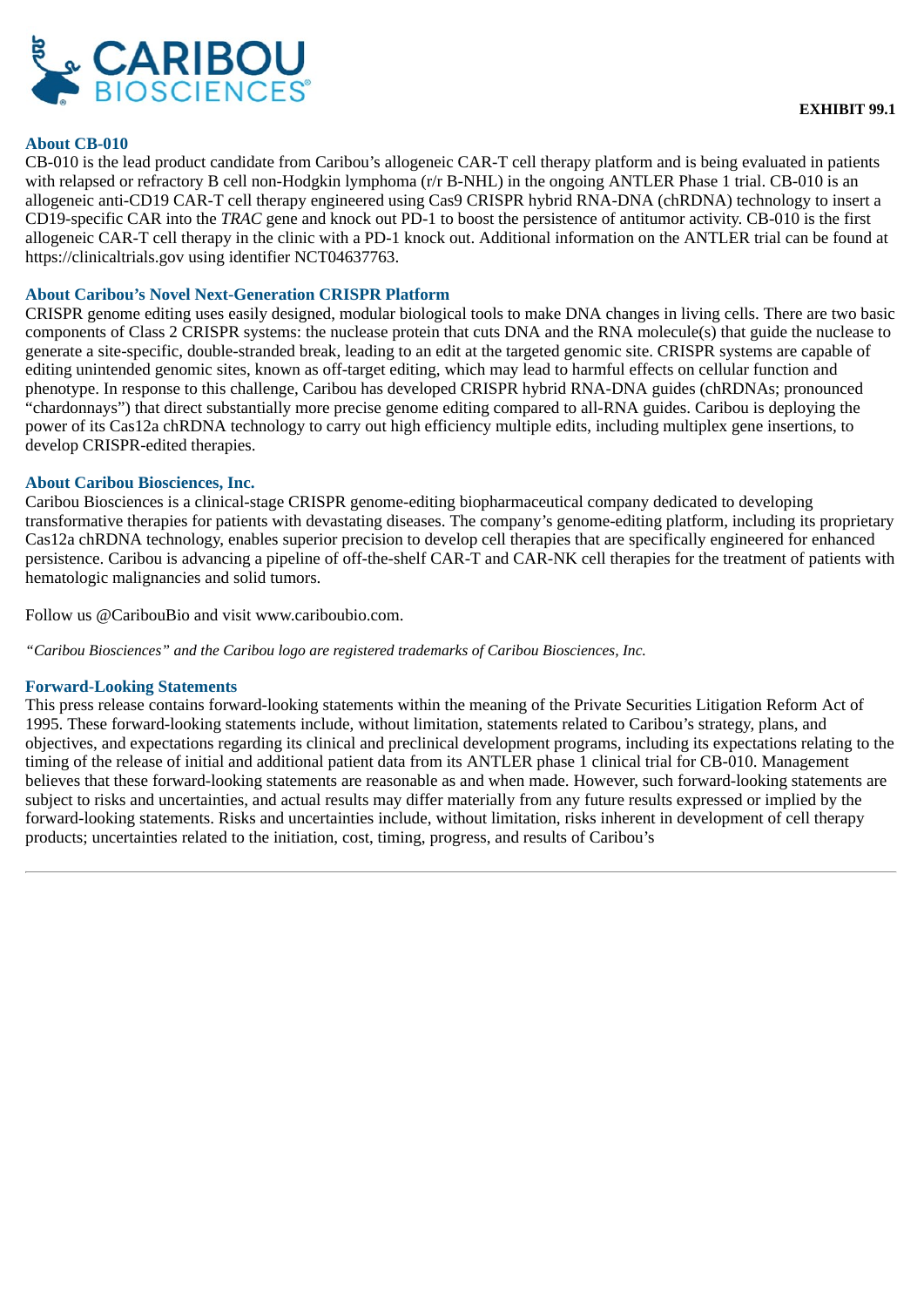**EXHIBIT 99.1**

## About CB-010

CB-010 is the lead product candidate from Caribou's allogeneic CAR-T cell therapy platform and is being evaluated in patients with relapsed or refractory B cell non-Hodgkin lymphoma (r/r B-NHL) in the ongoing ANTLER Phase 1 trial. CB-010 is an allogeneic anti-CD19 CAR-T cell therapy engineered using Cas9 CRISPR hybrid RNA-DNA (chRDNA) technology to insert a CD19-specific CAR into the *TRAC* gene and knock out PD-1 to boost the persistence of antitumor activity. CB-010 is the first allogeneic CAR-T cell therapy in the clinic with a PD-1 knock out. Additional information on the ANTLER trial can be found at https://clinicaltrials.gov using identifier NCT04637763.

## About Caribou's Novel Next-Generation CRISPR Platform

CRISPR genome editing uses easily designed, modular biological tools to make DNA changes in living cells. There are two basic components of Class 2 CRISPR systems: the nuclease protein that cuts DNA and the RNA molecule(s) that guide the nuclease to generate a site-specific, double-stranded break, leading to an edit at the targeted genomic site. CRISPR systems are capable of editing unintended genomic sites, known as off-target editing, which may lead to harmful effects on cellular function and phenotype. In response to this challenge, Caribou has developed CRISPR hybrid RNA-DNA guides (chRDNAs; pronounced "chardonnays") that direct substantially more precise genome editing compared to all-RNA guides. Caribou is deploying the power of its Cas12a chRDNA technology to carry out high efficiency multiple edits, including multiplex gene insertions, to develop CRISPR-edited therapies.

## About Caribou Biosciences, Inc.

Caribou Biosciences is a clinical-stage CRISPR genome-editing biopharmaceutical company dedicated to developing transformative therapies for patients with devastating diseases. The company's genome-editing platform, including its proprietary Cas12a chRDNA technology, enables superior precision to develop cell therapies that are specifically engineered for enhanced persistence. Caribou is advancing a pipeline of off-the-shelf CAR-T and CAR-NK cell therapies for the treatment of patients with hematologic malignancies and solid tumors.

Follow us @CaribouBio and visit www.cariboubio.com.

*"Caribou Biosciences" and the Caribou logo are registered trademarks of Caribou Biosciences, Inc.*

## Forward-Looking Statements

This press release contains forward-looking statements within the meaning of the Private Securities Litigation Reform Act of 1995. These forward-looking statements include, without limitation, statements related to Caribou's strategy, plans, and objectives, and expectations regarding its clinical and preclinical development programs, including its expectations relating to the timing of the release of initial and additional patient data from its ANTLER phase 1 clinical trial for CB-010. Management believes that these forward-looking statements are reasonable as and when made. However, such forward-looking statements are subject to risks and uncertainties, and actual results may differ materially from any future results expressed or implied by the forward-looking statements. Risks and uncertainties include, without limitation, risks inherent in development of cell therapy products; uncertainties related to the initiation, cost, timing, progress, and results of Caribou's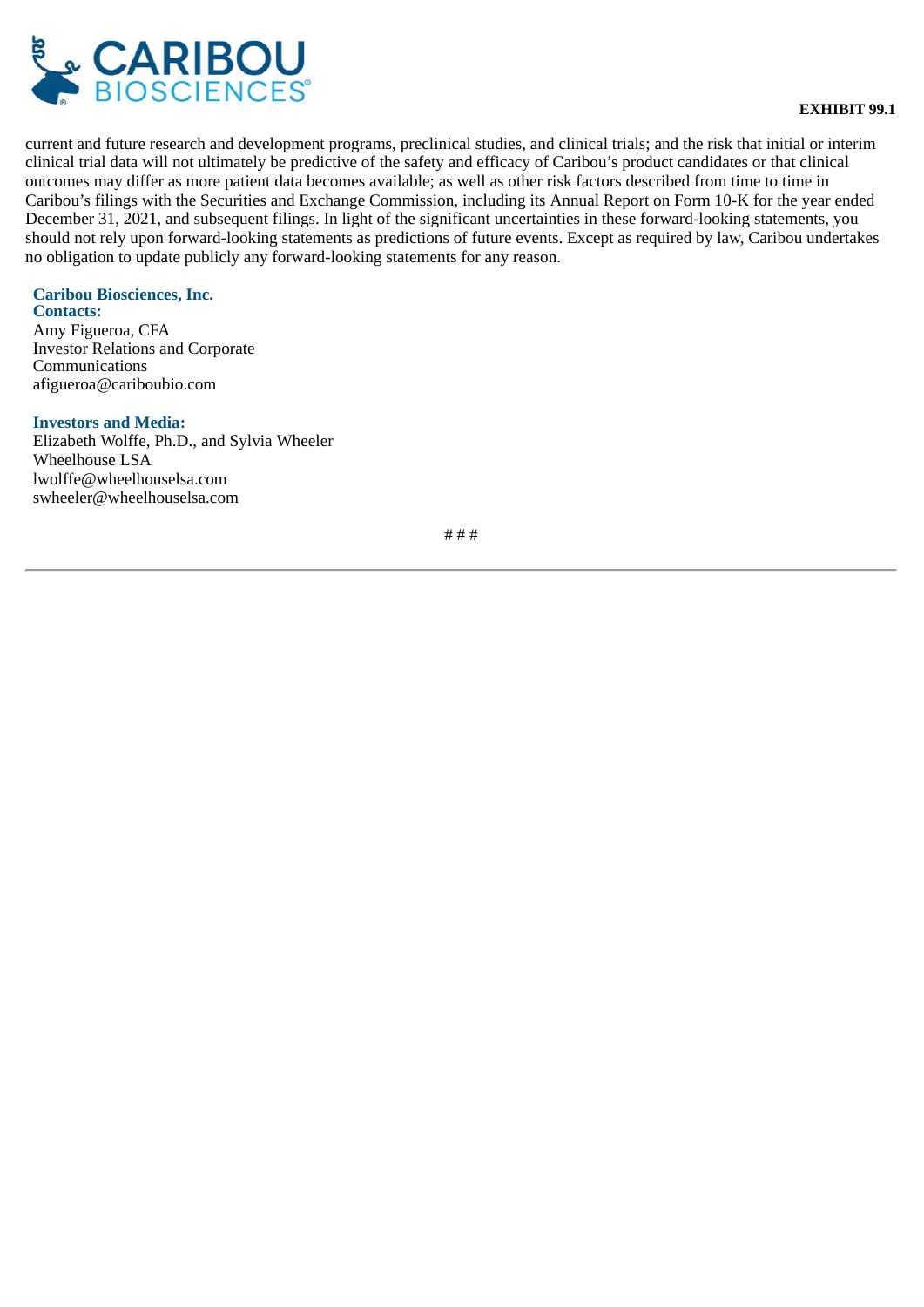**EXHIBIT 99.1**

current and future research and development programs, preclinical studies, and clinical trials; and the risk that initial or interim clinical trial data will not ultimately be predictive of the safety and efficacy of Caribou's product candidates or that clinical outcomes may differ as more patient data becomes available; as well as other risk factors described from time to time in Caribou's filings with the Securities and Exchange Commission, including its Annual Report on Form 10-K for the year ended December 31, 2021, and subsequent filings. In light of the significant uncertainties in these forward-looking statements, you should not rely upon forward-looking statements as predictions of future events. Except as required by law, Caribou undertakes no obligation to update publicly any forward-looking statements for any reason.

**Caribou Biosciences, Inc.**
**Contacts:**
Amy Figueroa, CFA
Investor Relations and Corporate Communications
afigueroa@cariboubio.com

**Investors and Media:**
Elizabeth Wolffe, Ph.D., and Sylvia Wheeler
Wheelhouse LSA
lwolffe@wheelhouselsa.com
swheeler@wheelhouselsa.com

# # #